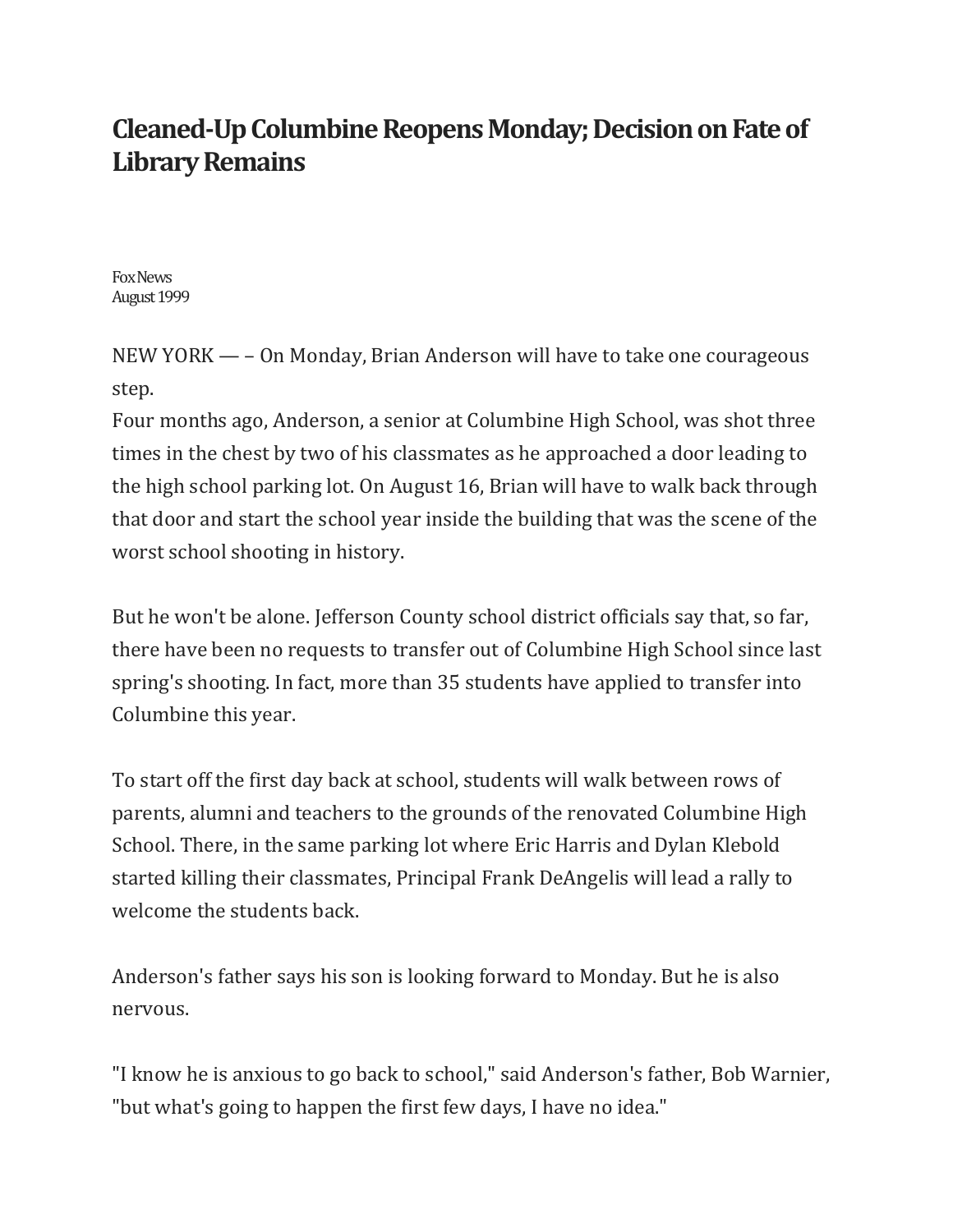# Cleaned-Up Columbine Reopens Monday; Decision on Fate of Library Remains

Fox News
August 1999

NEW YORK — – On Monday, Brian Anderson will have to take one courageous step.
Four months ago, Anderson, a senior at Columbine High School, was shot three times in the chest by two of his classmates as he approached a door leading to the high school parking lot. On August 16, Brian will have to walk back through that door and start the school year inside the building that was the scene of the worst school shooting in history.

But he won't be alone. Jefferson County school district officials say that, so far, there have been no requests to transfer out of Columbine High School since last spring's shooting. In fact, more than 35 students have applied to transfer into Columbine this year.

To start off the first day back at school, students will walk between rows of parents, alumni and teachers to the grounds of the renovated Columbine High School. There, in the same parking lot where Eric Harris and Dylan Klebold started killing their classmates, Principal Frank DeAngelis will lead a rally to welcome the students back.

Anderson's father says his son is looking forward to Monday. But he is also nervous.

"I know he is anxious to go back to school," said Anderson's father, Bob Warnier, "but what's going to happen the first few days, I have no idea."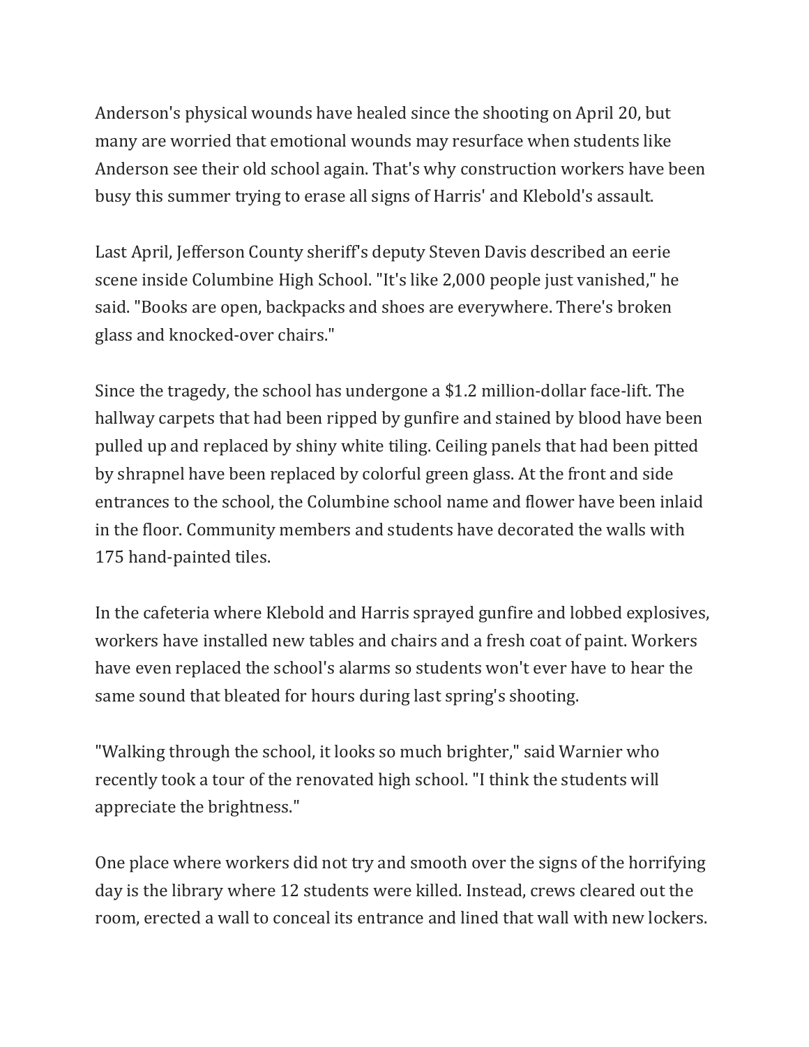Anderson's physical wounds have healed since the shooting on April 20, but many are worried that emotional wounds may resurface when students like Anderson see their old school again. That's why construction workers have been busy this summer trying to erase all signs of Harris' and Klebold's assault.

Last April, Jefferson County sheriff's deputy Steven Davis described an eerie scene inside Columbine High School. "It's like 2,000 people just vanished," he said. "Books are open, backpacks and shoes are everywhere. There's broken glass and knocked-over chairs."

Since the tragedy, the school has undergone a $1.2 million-dollar face-lift. The hallway carpets that had been ripped by gunfire and stained by blood have been pulled up and replaced by shiny white tiling. Ceiling panels that had been pitted by shrapnel have been replaced by colorful green glass. At the front and side entrances to the school, the Columbine school name and flower have been inlaid in the floor. Community members and students have decorated the walls with 175 hand-painted tiles.

In the cafeteria where Klebold and Harris sprayed gunfire and lobbed explosives, workers have installed new tables and chairs and a fresh coat of paint. Workers have even replaced the school's alarms so students won't ever have to hear the same sound that bleated for hours during last spring's shooting.

"Walking through the school, it looks so much brighter," said Warnier who recently took a tour of the renovated high school. "I think the students will appreciate the brightness."

One place where workers did not try and smooth over the signs of the horrifying day is the library where 12 students were killed. Instead, crews cleared out the room, erected a wall to conceal its entrance and lined that wall with new lockers.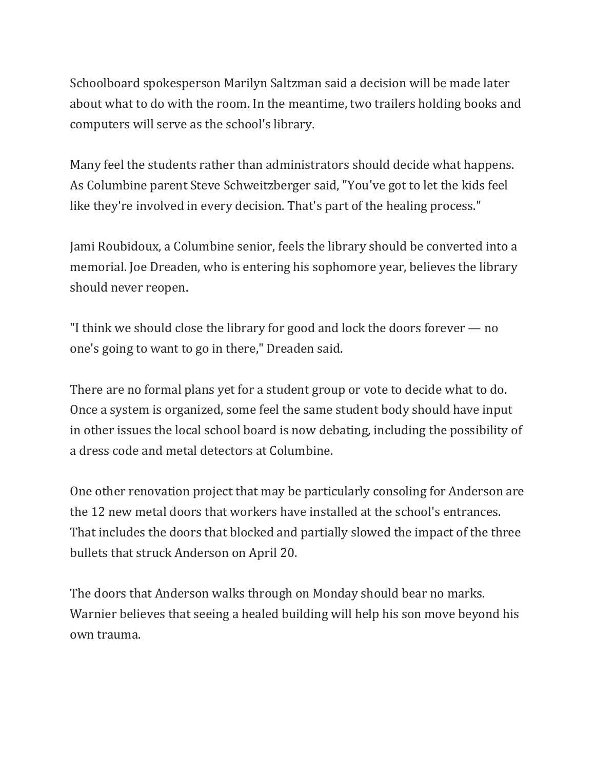Schoolboard spokesperson Marilyn Saltzman said a decision will be made later about what to do with the room. In the meantime, two trailers holding books and computers will serve as the school's library.

Many feel the students rather than administrators should decide what happens. As Columbine parent Steve Schweitzberger said, "You've got to let the kids feel like they're involved in every decision. That's part of the healing process."

Jami Roubidoux, a Columbine senior, feels the library should be converted into a memorial. Joe Dreaden, who is entering his sophomore year, believes the library should never reopen.

"I think we should close the library for good and lock the doors forever — no one's going to want to go in there," Dreaden said.

There are no formal plans yet for a student group or vote to decide what to do. Once a system is organized, some feel the same student body should have input in other issues the local school board is now debating, including the possibility of a dress code and metal detectors at Columbine.

One other renovation project that may be particularly consoling for Anderson are the 12 new metal doors that workers have installed at the school's entrances. That includes the doors that blocked and partially slowed the impact of the three bullets that struck Anderson on April 20.

The doors that Anderson walks through on Monday should bear no marks. Warnier believes that seeing a healed building will help his son move beyond his own trauma.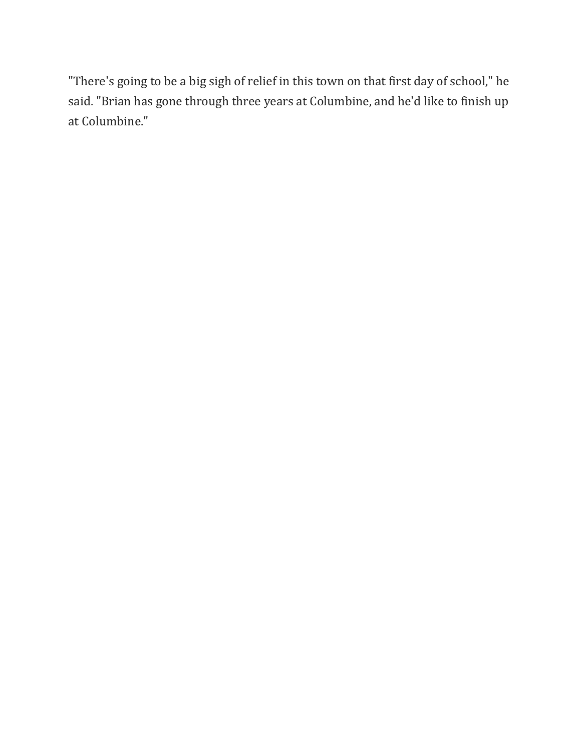"There's going to be a big sigh of relief in this town on that first day of school," he said. "Brian has gone through three years at Columbine, and he'd like to finish up at Columbine."